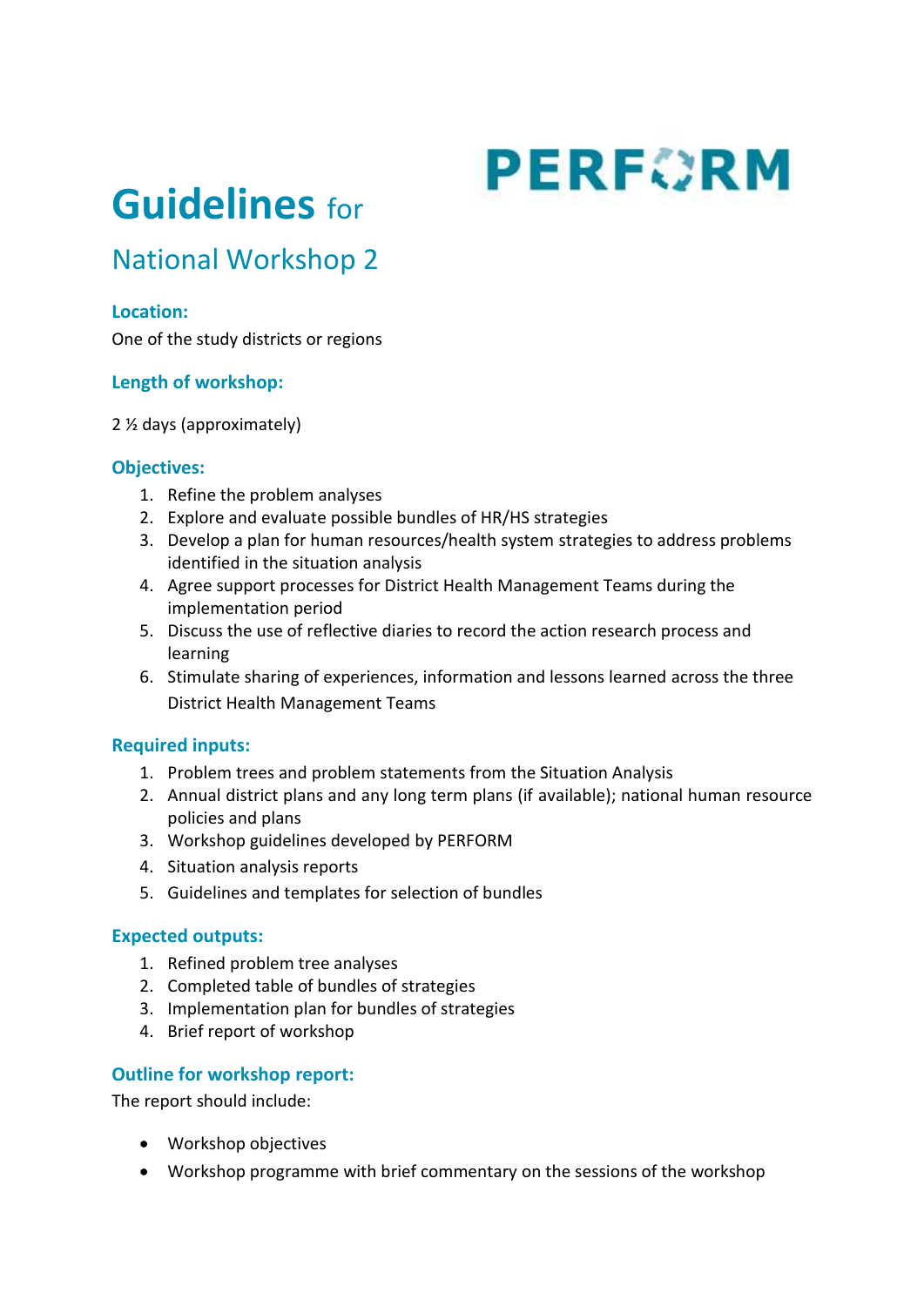PERFORM

# Guidelines for

## National Workshop 2

### Location:

One of the study districts or regions

### Length of workshop:

2 ½ days (approximately)

### Objectives:

1. Refine the problem analyses
2. Explore and evaluate possible bundles of HR/HS strategies
3. Develop a plan for human resources/health system strategies to address problems identified in the situation analysis
4. Agree support processes for District Health Management Teams during the implementation period
5. Discuss the use of reflective diaries to record the action research process and learning
6. Stimulate sharing of experiences, information and lessons learned across the three District Health Management Teams

### Required inputs:

1. Problem trees and problem statements from the Situation Analysis
2. Annual district plans and any long term plans (if available); national human resource policies and plans
3. Workshop guidelines developed by PERFORM
4. Situation analysis reports
5. Guidelines and templates for selection of bundles

### Expected outputs:

1. Refined problem tree analyses
2. Completed table of bundles of strategies
3. Implementation plan for bundles of strategies
4. Brief report of workshop

### Outline for workshop report:

The report should include:

- Workshop objectives
- Workshop programme with brief commentary on the sessions of the workshop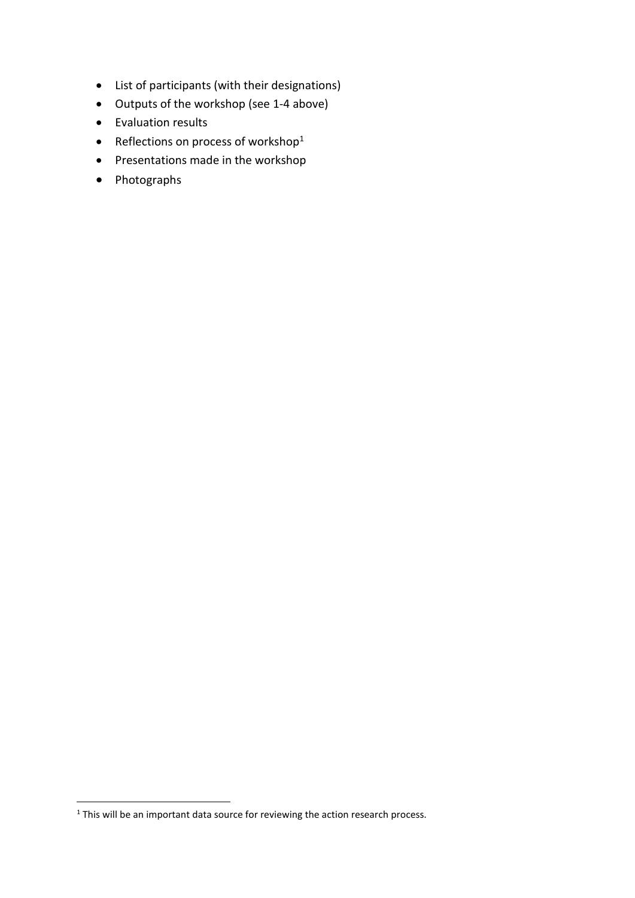- List of participants (with their designations)
- Outputs of the workshop (see 1-4 above)
- Evaluation results
- Reflections on process of workshop[1]
- Presentations made in the workshop
- Photographs

[1] This will be an important data source for reviewing the action research process.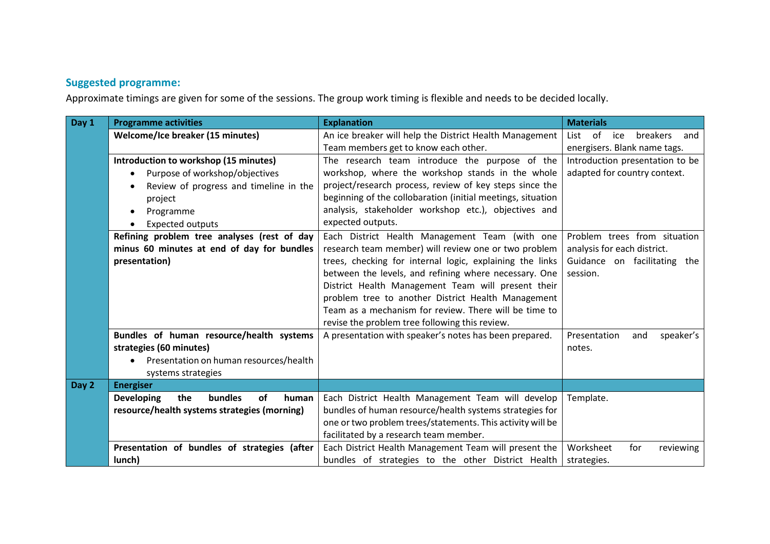## Suggested programme:

Approximate timings are given for some of the sessions. The group work timing is flexible and needs to be decided locally.

| Day 1 | Programme activities | Explanation | Materials |
|---|---|---|---|
| | **Welcome/Ice breaker (15 minutes)** | An ice breaker will help the District Health Management Team members get to know each other. | List of ice breakers and energisers. Blank name tags. |
| | **Introduction to workshop (15 minutes)**<br>• Purpose of workshop/objectives<br>• Review of progress and timeline in the project<br>• Programme<br>• Expected outputs | The research team introduce the purpose of the workshop, where the workshop stands in the whole project/research process, review of key steps since the beginning of the collobaration (initial meetings, situation analysis, stakeholder workshop etc.), objectives and expected outputs. | Introduction presentation to be adapted for country context. |
| | **Refining problem tree analyses (rest of day minus 60 minutes at end of day for bundles presentation)** | Each District Health Management Team (with one research team member) will review one or two problem trees, checking for internal logic, explaining the links between the levels, and refining where necessary. One District Health Management Team will present their problem tree to another District Health Management Team as a mechanism for review. There will be time to revise the problem tree following this review. | Problem trees from situation analysis for each district.<br>Guidance on facilitating the session. |
| | **Bundles of human resource/health systems strategies (60 minutes)**<br>• Presentation on human resources/health systems strategies | A presentation with speaker's notes has been prepared. | Presentation and speaker's notes. |
| **Day 2** | **Energiser** | | |
| | **Developing the bundles of human resource/health systems strategies (morning)** | Each District Health Management Team will develop bundles of human resource/health systems strategies for one or two problem trees/statements. This activity will be facilitated by a research team member. | Template. |
| | **Presentation of bundles of strategies (after lunch)** | Each District Health Management Team will present the bundles of strategies to the other District Health | Worksheet for reviewing strategies. |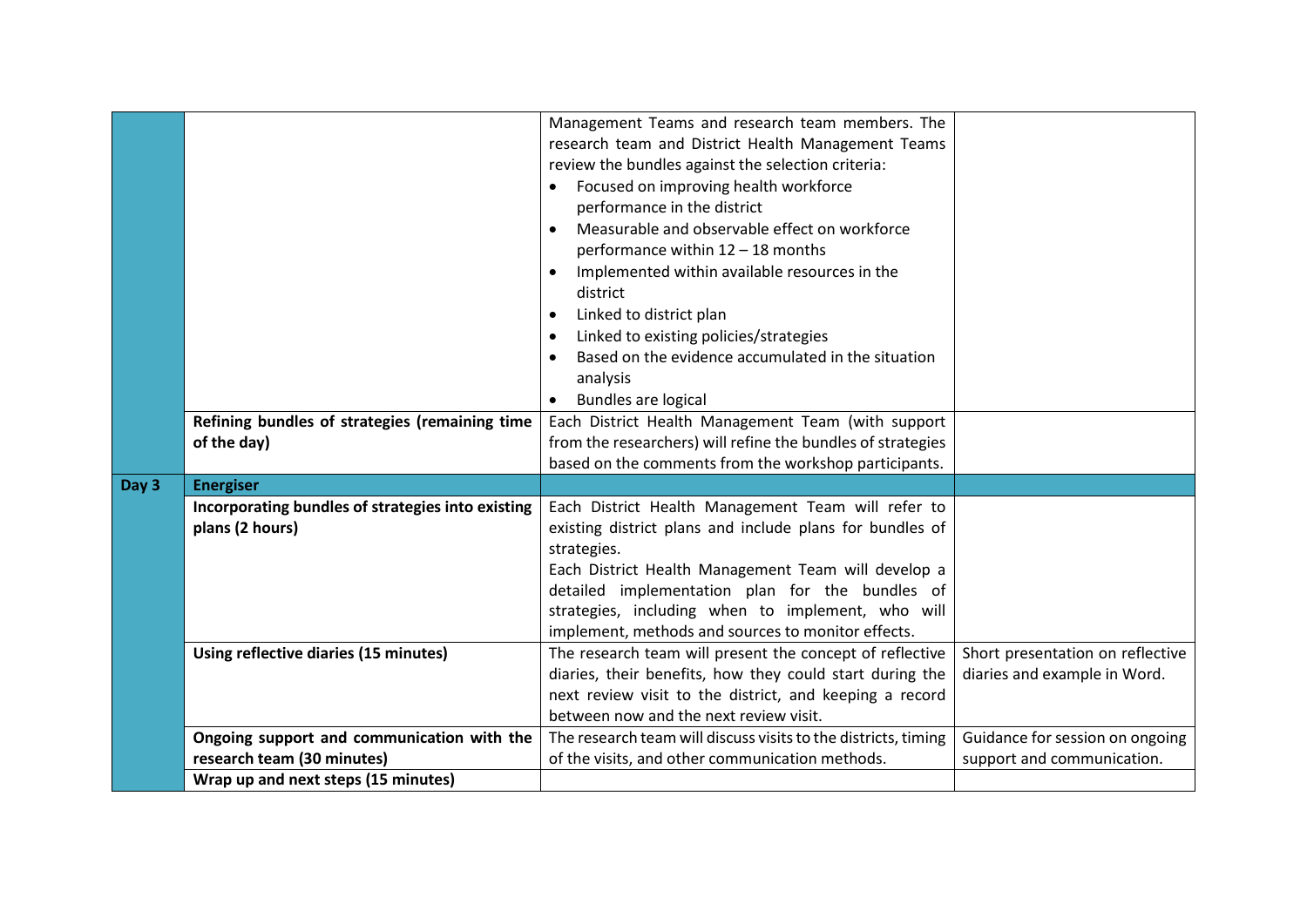| | | | |
|---|---|---|---|
| | | Management Teams and research team members. The research team and District Health Management Teams review the bundles against the selection criteria:<br>• Focused on improving health workforce performance in the district<br>• Measurable and observable effect on workforce performance within 12 – 18 months<br>• Implemented within available resources in the district<br>• Linked to district plan<br>• Linked to existing policies/strategies<br>• Based on the evidence accumulated in the situation analysis<br>• Bundles are logical | |
| | **Refining bundles of strategies (remaining time of the day)** | Each District Health Management Team (with support from the researchers) will refine the bundles of strategies based on the comments from the workshop participants. | |
| **Day 3** | **Energiser** | | |
| | **Incorporating bundles of strategies into existing plans (2 hours)** | Each District Health Management Team will refer to existing district plans and include plans for bundles of strategies.<br>Each District Health Management Team will develop a detailed implementation plan for the bundles of strategies, including when to implement, who will implement, methods and sources to monitor effects. | |
| | **Using reflective diaries (15 minutes)** | The research team will present the concept of reflective diaries, their benefits, how they could start during the next review visit to the district, and keeping a record between now and the next review visit. | Short presentation on reflective diaries and example in Word. |
| | **Ongoing support and communication with the research team (30 minutes)** | The research team will discuss visits to the districts, timing of the visits, and other communication methods. | Guidance for session on ongoing support and communication. |
| | **Wrap up and next steps (15 minutes)** | | |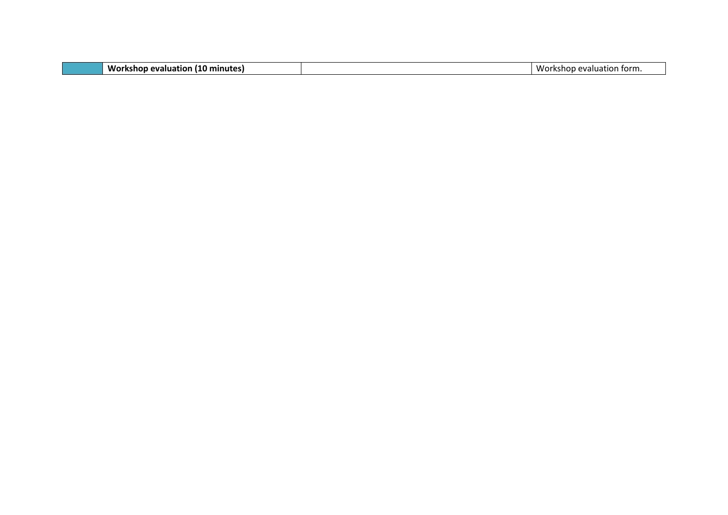| | | | |
|---|---|---|---|
| | **Workshop evaluation (10 minutes)** | | Workshop evaluation form. |